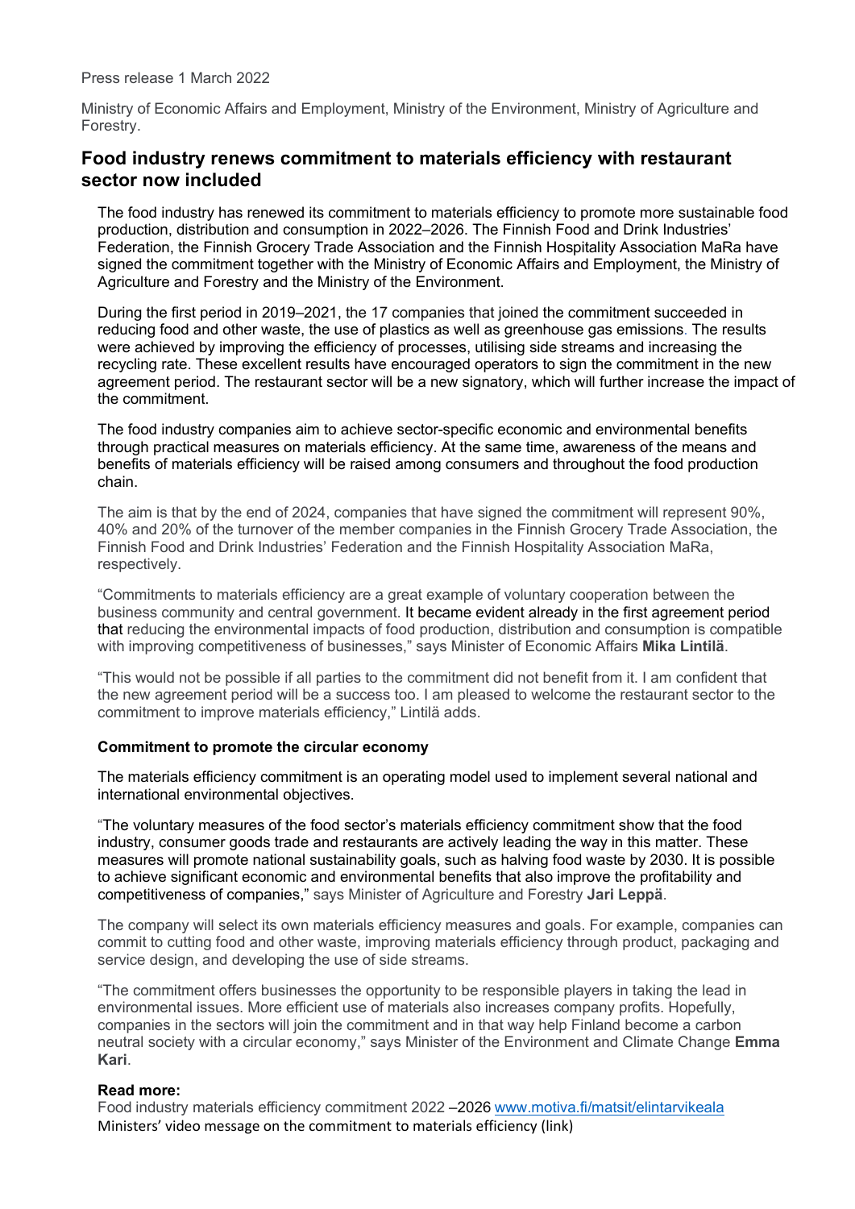Press release 1 March 2022

Ministry of Economic Affairs and Employment, Ministry of the Environment, Ministry of Agriculture and Forestry.

## Food industry renews commitment to materials efficiency with restaurant sector now included

The food industry has renewed its commitment to materials efficiency to promote more sustainable food production, distribution and consumption in 2022–2026. The Finnish Food and Drink Industries' Federation, the Finnish Grocery Trade Association and the Finnish Hospitality Association MaRa have signed the commitment together with the Ministry of Economic Affairs and Employment, the Ministry of Agriculture and Forestry and the Ministry of the Environment.

During the first period in 2019–2021, the 17 companies that joined the commitment succeeded in reducing food and other waste, the use of plastics as well as greenhouse gas emissions. The results were achieved by improving the efficiency of processes, utilising side streams and increasing the recycling rate. These excellent results have encouraged operators to sign the commitment in the new agreement period. The restaurant sector will be a new signatory, which will further increase the impact of the commitment.

The food industry companies aim to achieve sector-specific economic and environmental benefits through practical measures on materials efficiency. At the same time, awareness of the means and benefits of materials efficiency will be raised among consumers and throughout the food production chain.

The aim is that by the end of 2024, companies that have signed the commitment will represent 90%, 40% and 20% of the turnover of the member companies in the Finnish Grocery Trade Association, the Finnish Food and Drink Industries' Federation and the Finnish Hospitality Association MaRa, respectively.

"Commitments to materials efficiency are a great example of voluntary cooperation between the business community and central government. It became evident already in the first agreement period that reducing the environmental impacts of food production, distribution and consumption is compatible with improving competitiveness of businesses," says Minister of Economic Affairs **Mika Lintilä**.

"This would not be possible if all parties to the commitment did not benefit from it. I am confident that the new agreement period will be a success too. I am pleased to welcome the restaurant sector to the commitment to improve materials efficiency," Lintilä adds.

### Commitment to promote the circular economy

The materials efficiency commitment is an operating model used to implement several national and international environmental objectives.

"The voluntary measures of the food sector's materials efficiency commitment show that the food industry, consumer goods trade and restaurants are actively leading the way in this matter. These measures will promote national sustainability goals, such as halving food waste by 2030. It is possible to achieve significant economic and environmental benefits that also improve the profitability and competitiveness of companies," says Minister of Agriculture and Forestry **Jari Leppä**.

The company will select its own materials efficiency measures and goals. For example, companies can commit to cutting food and other waste, improving materials efficiency through product, packaging and service design, and developing the use of side streams.

"The commitment offers businesses the opportunity to be responsible players in taking the lead in environmental issues. More efficient use of materials also increases company profits. Hopefully, companies in the sectors will join the commitment and in that way help Finland become a carbon neutral society with a circular economy," says Minister of the Environment and Climate Change **Emma Kari**.

**Read more:**

Food industry materials efficiency commitment 2022 –2026 [www.motiva.fi/matsit/elintarvikeala](www.motiva.fi/matsit/elintarvikeala)

Ministers' video message on the commitment to materials efficiency (link)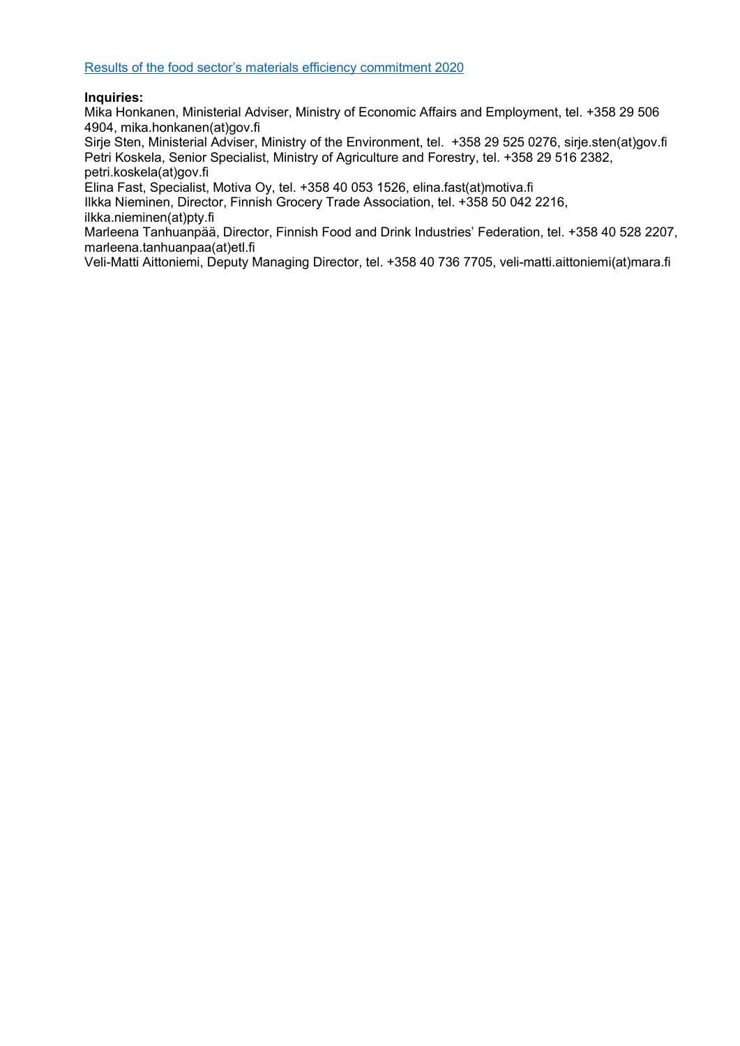[Results of the food sector's materials efficiency commitment 2020]

**Inquiries:**

Mika Honkanen, Ministerial Adviser, Ministry of Economic Affairs and Employment, tel. +358 29 506 4904, mika.honkanen(at)gov.fi

Sirje Sten, Ministerial Adviser, Ministry of the Environment, tel. +358 29 525 0276, sirje.sten(at)gov.fi

Petri Koskela, Senior Specialist, Ministry of Agriculture and Forestry, tel. +358 29 516 2382, petri.koskela(at)gov.fi

Elina Fast, Specialist, Motiva Oy, tel. +358 40 053 1526, elina.fast(at)motiva.fi

Ilkka Nieminen, Director, Finnish Grocery Trade Association, tel. +358 50 042 2216, ilkka.nieminen(at)pty.fi

Marleena Tanhuanpää, Director, Finnish Food and Drink Industries' Federation, tel. +358 40 528 2207, marleena.tanhuanpaa(at)etl.fi

Veli-Matti Aittoniemi, Deputy Managing Director, tel. +358 40 736 7705, veli-matti.aittoniemi(at)mara.fi